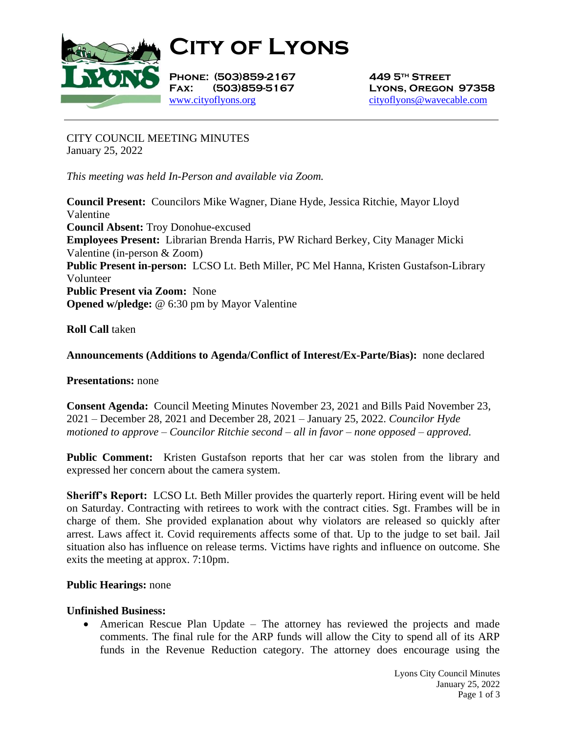# CITY OF LYONS

**PHONE: (503)859-2167**
**FAX: (503)859-5167**
[www.cityoflyons.org](http://www.cityoflyons.org)

**449 5TH STREET**
**LYONS, OREGON 97358**
[cityoflyons@wavecable.com](mailto:cityoflyons@wavecable.com)

---

CITY COUNCIL MEETING MINUTES
January 25, 2022

*This meeting was held In-Person and available via Zoom.*

**Council Present:** Councilors Mike Wagner, Diane Hyde, Jessica Ritchie, Mayor Lloyd Valentine
**Council Absent:** Troy Donohue-excused
**Employees Present:** Librarian Brenda Harris, PW Richard Berkey, City Manager Micki Valentine (in-person & Zoom)
**Public Present in-person:** LCSO Lt. Beth Miller, PC Mel Hanna, Kristen Gustafson-Library Volunteer
**Public Present via Zoom:** None
**Opened w/pledge:** @ 6:30 pm by Mayor Valentine

**Roll Call** taken

**Announcements (Additions to Agenda/Conflict of Interest/Ex-Parte/Bias):** none declared

**Presentations:** none

**Consent Agenda:** Council Meeting Minutes November 23, 2021 and Bills Paid November 23, 2021 – December 28, 2021 and December 28, 2021 – January 25, 2022. *Councilor Hyde motioned to approve – Councilor Ritchie second – all in favor – none opposed – approved.*

**Public Comment:** Kristen Gustafson reports that her car was stolen from the library and expressed her concern about the camera system.

**Sheriff's Report:** LCSO Lt. Beth Miller provides the quarterly report. Hiring event will be held on Saturday. Contracting with retirees to work with the contract cities. Sgt. Frambes will be in charge of them. She provided explanation about why violators are released so quickly after arrest. Laws affect it. Covid requirements affects some of that. Up to the judge to set bail. Jail situation also has influence on release terms. Victims have rights and influence on outcome. She exits the meeting at approx. 7:10pm.

**Public Hearings:** none

**Unfinished Business:**

- American Rescue Plan Update – The attorney has reviewed the projects and made comments. The final rule for the ARP funds will allow the City to spend all of its ARP funds in the Revenue Reduction category. The attorney does encourage using the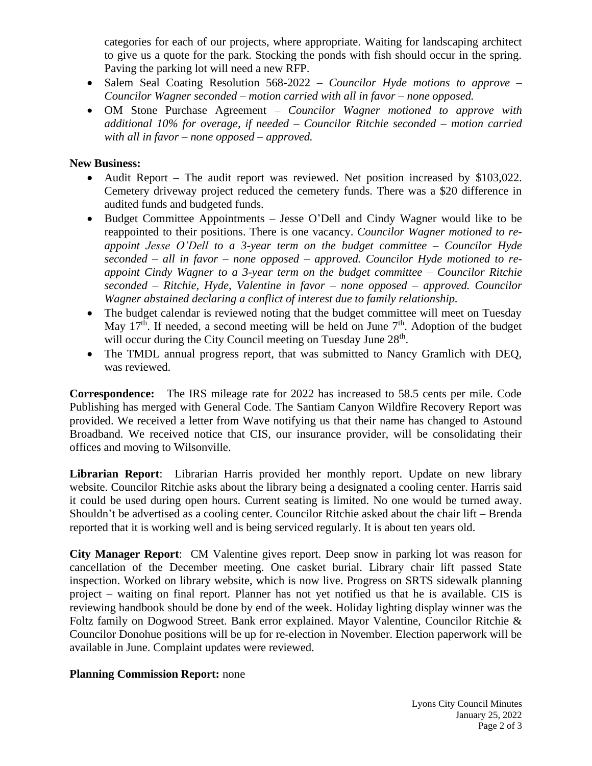categories for each of our projects, where appropriate. Waiting for landscaping architect to give us a quote for the park. Stocking the ponds with fish should occur in the spring. Paving the parking lot will need a new RFP.

- Salem Seal Coating Resolution 568-2022 – *Councilor Hyde motions to approve – Councilor Wagner seconded – motion carried with all in favor – none opposed.*
- OM Stone Purchase Agreement – *Councilor Wagner motioned to approve with additional 10% for overage, if needed – Councilor Ritchie seconded – motion carried with all in favor – none opposed – approved.*

**New Business:**

- Audit Report – The audit report was reviewed. Net position increased by $103,022. Cemetery driveway project reduced the cemetery funds. There was a $20 difference in audited funds and budgeted funds.
- Budget Committee Appointments – Jesse O'Dell and Cindy Wagner would like to be reappointed to their positions. There is one vacancy. *Councilor Wagner motioned to re-appoint Jesse O'Dell to a 3-year term on the budget committee – Councilor Hyde seconded – all in favor – none opposed – approved. Councilor Hyde motioned to re-appoint Cindy Wagner to a 3-year term on the budget committee – Councilor Ritchie seconded – Ritchie, Hyde, Valentine in favor – none opposed – approved. Councilor Wagner abstained declaring a conflict of interest due to family relationship.*
- The budget calendar is reviewed noting that the budget committee will meet on Tuesday May 17th. If needed, a second meeting will be held on June 7th. Adoption of the budget will occur during the City Council meeting on Tuesday June 28th.
- The TMDL annual progress report, that was submitted to Nancy Gramlich with DEQ, was reviewed.

**Correspondence:** The IRS mileage rate for 2022 has increased to 58.5 cents per mile. Code Publishing has merged with General Code. The Santiam Canyon Wildfire Recovery Report was provided. We received a letter from Wave notifying us that their name has changed to Astound Broadband. We received notice that CIS, our insurance provider, will be consolidating their offices and moving to Wilsonville.

**Librarian Report**: Librarian Harris provided her monthly report. Update on new library website. Councilor Ritchie asks about the library being a designated a cooling center. Harris said it could be used during open hours. Current seating is limited. No one would be turned away. Shouldn't be advertised as a cooling center. Councilor Ritchie asked about the chair lift – Brenda reported that it is working well and is being serviced regularly. It is about ten years old.

**City Manager Report**: CM Valentine gives report. Deep snow in parking lot was reason for cancellation of the December meeting. One casket burial. Library chair lift passed State inspection. Worked on library website, which is now live. Progress on SRTS sidewalk planning project – waiting on final report. Planner has not yet notified us that he is available. CIS is reviewing handbook should be done by end of the week. Holiday lighting display winner was the Foltz family on Dogwood Street. Bank error explained. Mayor Valentine, Councilor Ritchie & Councilor Donohue positions will be up for re-election in November. Election paperwork will be available in June. Complaint updates were reviewed.

**Planning Commission Report:** none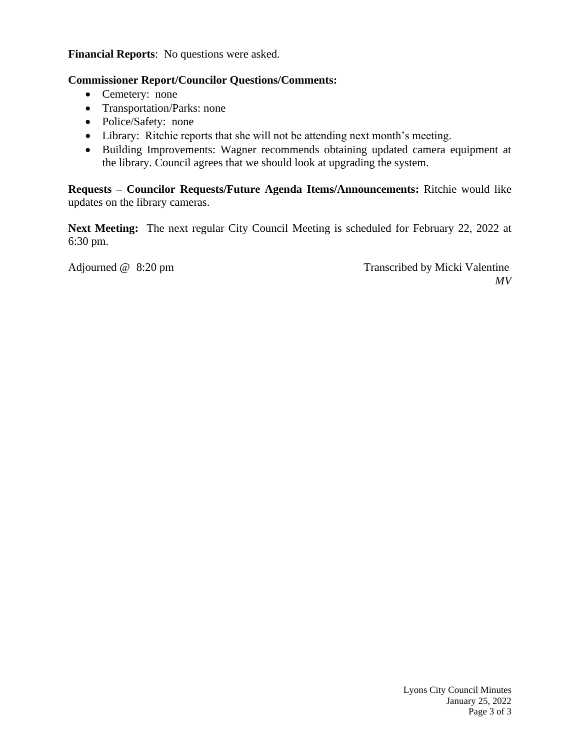**Financial Reports**: No questions were asked.

**Commissioner Report/Councilor Questions/Comments:**

- Cemetery: none
- Transportation/Parks: none
- Police/Safety: none
- Library: Ritchie reports that she will not be attending next month's meeting.
- Building Improvements: Wagner recommends obtaining updated camera equipment at the library. Council agrees that we should look at upgrading the system.

**Requests – Councilor Requests/Future Agenda Items/Announcements:** Ritchie would like updates on the library cameras.

**Next Meeting:** The next regular City Council Meeting is scheduled for February 22, 2022 at 6:30 pm.

Adjourned @ 8:20 pm

Transcribed by Micki Valentine
*MV*